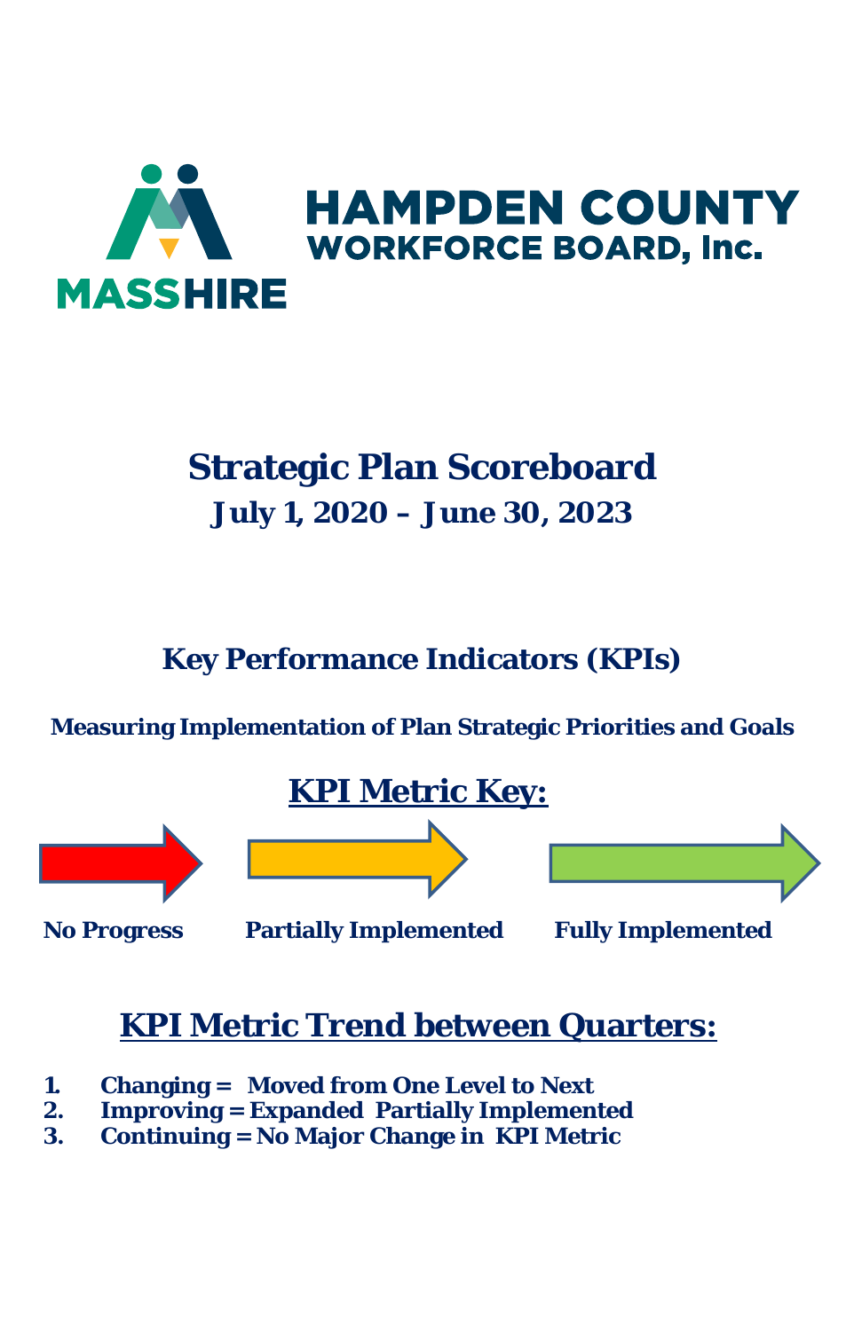MASSHIRE

# HAMPDEN COUNTY WORKFORCE BOARD, Inc.

# Strategic Plan Scoreboard

## July 1, 2020 – June 30, 2023

## Key Performance Indicators (KPIs)

**Measuring Implementation of Plan Strategic Priorities and Goals**

## KPI Metric Key:

**No Progress** | **Partially Implemented** | **Fully Implemented**

## KPI Metric Trend between Quarters:

1. **Changing = Moved from One Level to Next**
2. **Improving = Expanded Partially Implemented**
3. **Continuing = No Major Change in KPI Metric**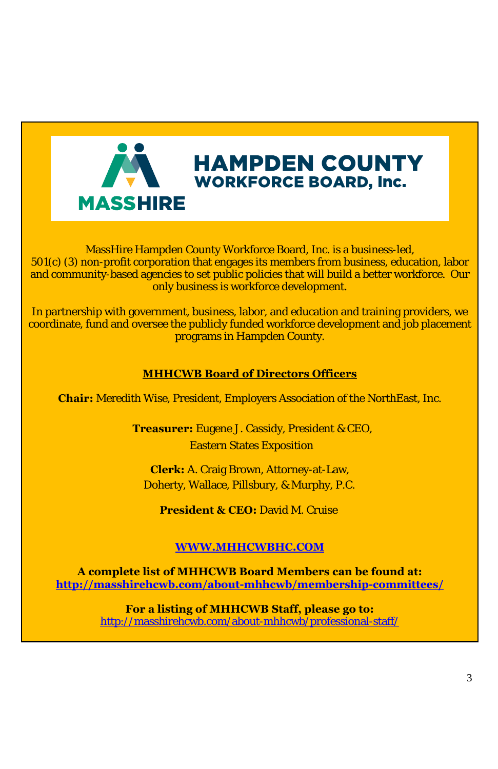# MASSHIRE HAMPDEN COUNTY WORKFORCE BOARD, Inc.

MassHire Hampden County Workforce Board, Inc. is a business-led, 501(c) (3) non-profit corporation that engages its members from business, education, labor and community-based agencies to set public policies that will build a better workforce. Our only business is workforce development.

In partnership with government, business, labor, and education and training providers, we coordinate, fund and oversee the publicly funded workforce development and job placement programs in Hampden County.

## MHHCWB Board of Directors Officers

**Chair:** Meredith Wise, President, Employers Association of the NorthEast, Inc.

**Treasurer:** Eugene J. Cassidy, President & CEO,
Eastern States Exposition

**Clerk:** A. Craig Brown, Attorney-at-Law,
Doherty, Wallace, Pillsbury, & Murphy, P.C.

**President & CEO:** David M. Cruise

**WWW.MHHCWBHC.COM**

**A complete list of MHHCWB Board Members can be found at:**
**http://masshirehcwb.com/about-mhhcwb/membership-committees/**

**For a listing of MHHCWB Staff, please go to:**
http://masshirehcwb.com/about-mhhcwb/professional-staff/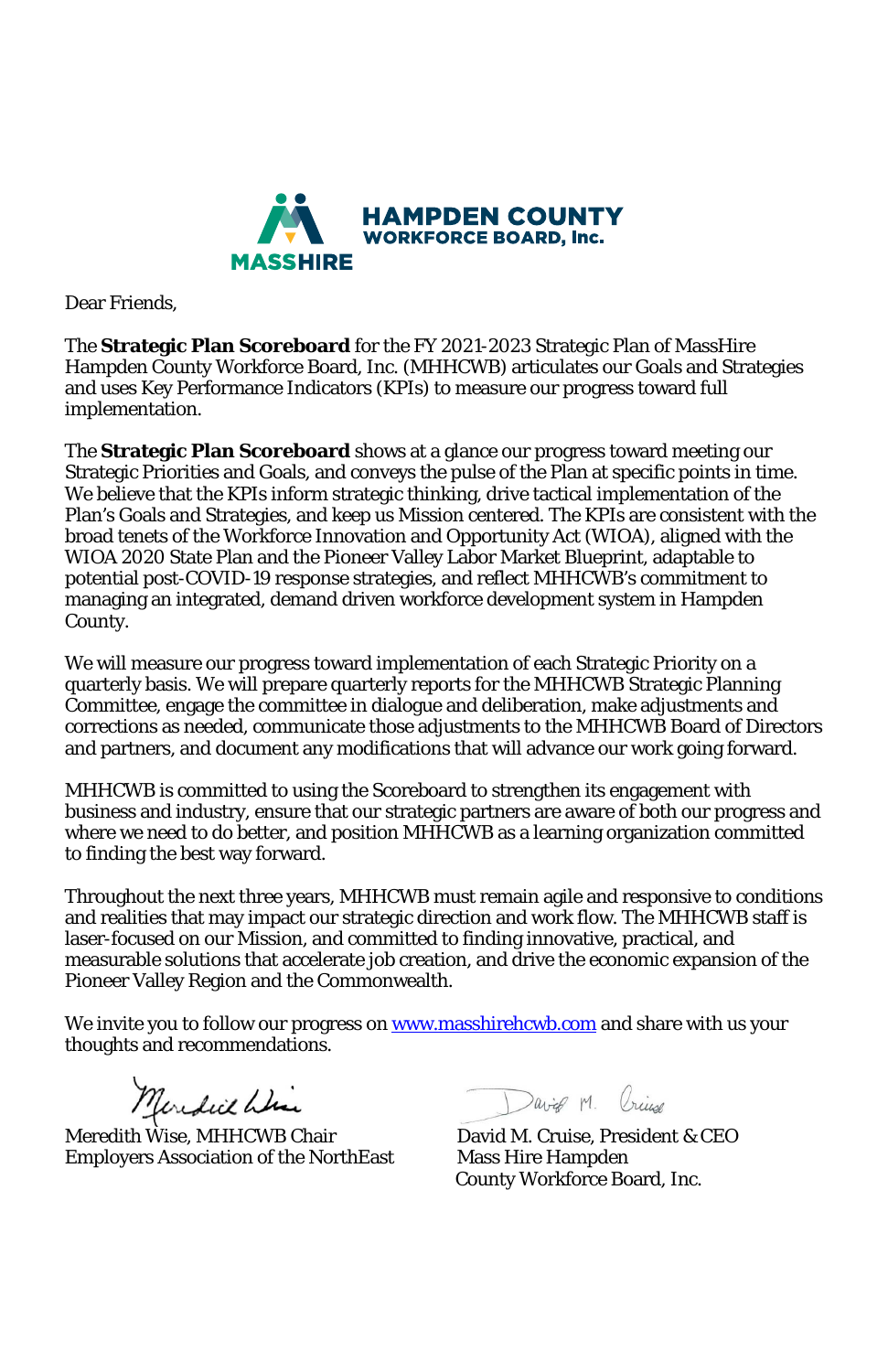**HAMPDEN COUNTY**
**WORKFORCE BOARD, Inc.**
**MASSHIRE**

Dear Friends,

The **Strategic Plan Scoreboard** for the FY 2021-2023 Strategic Plan of MassHire Hampden County Workforce Board, Inc. (MHHCWB) articulates our Goals and Strategies and uses Key Performance Indicators (KPIs) to measure our progress toward full implementation.

The **Strategic Plan Scoreboard** shows at a glance our progress toward meeting our Strategic Priorities and Goals, and conveys the pulse of the Plan at specific points in time. We believe that the KPIs inform strategic thinking, drive tactical implementation of the Plan's Goals and Strategies, and keep us Mission centered. The KPIs are consistent with the broad tenets of the Workforce Innovation and Opportunity Act (WIOA), aligned with the WIOA 2020 State Plan and the Pioneer Valley Labor Market Blueprint, adaptable to potential post-COVID-19 response strategies, and reflect MHHCWB's commitment to managing an integrated, demand driven workforce development system in Hampden County.

We will measure our progress toward implementation of each Strategic Priority on a quarterly basis. We will prepare quarterly reports for the MHHCWB Strategic Planning Committee, engage the committee in dialogue and deliberation, make adjustments and corrections as needed, communicate those adjustments to the MHHCWB Board of Directors and partners, and document any modifications that will advance our work going forward.

MHHCWB is committed to using the Scoreboard to strengthen its engagement with business and industry, ensure that our strategic partners are aware of both our progress and where we need to do better, and position MHHCWB as a learning organization committed to finding the best way forward.

Throughout the next three years, MHHCWB must remain agile and responsive to conditions and realities that may impact our strategic direction and work flow. The MHHCWB staff is laser-focused on our Mission, and committed to finding innovative, practical, and measurable solutions that accelerate job creation, and drive the economic expansion of the Pioneer Valley Region and the Commonwealth.

We invite you to follow our progress on [www.masshirehcwb.com](http://www.masshirehcwb.com) and share with us your thoughts and recommendations.

Meredith Wise, MHHCWB Chair
Employers Association of the NorthEast

David M. Cruise, President & CEO
Mass Hire Hampden
County Workforce Board, Inc.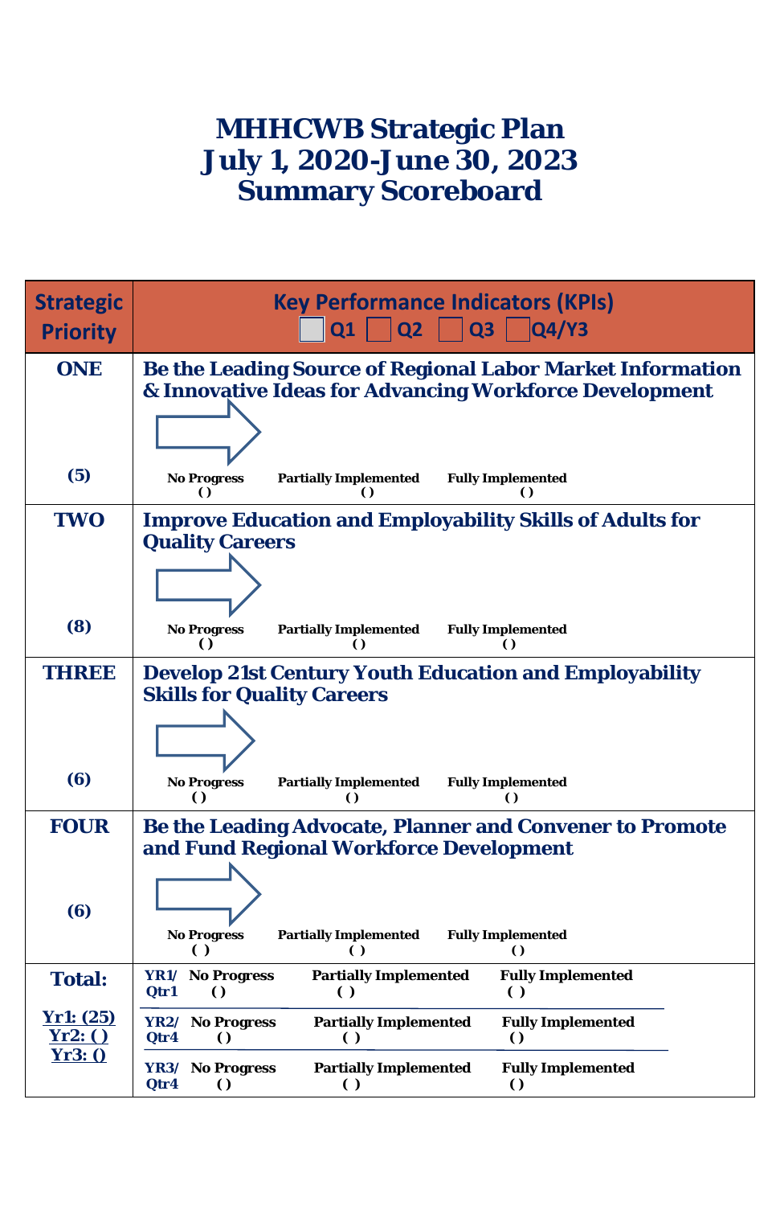# MHHCWB Strategic Plan
# July 1, 2020-June 30, 2023
# Summary Scoreboard

| Strategic Priority | Key Performance Indicators (KPIs) Q1 Q2 Q3 Q4/Y3 |
|---|---|
| **ONE** (5) | **Be the Leading Source of Regional Labor Market Information & Innovative Ideas for Advancing Workforce Development** <br> No Progress ( ) Partially Implemented ( ) Fully Implemented ( ) |
| **TWO** (8) | **Improve Education and Employability Skills of Adults for Quality Careers** <br> No Progress ( ) Partially Implemented ( ) Fully Implemented ( ) |
| **THREE** (6) | **Develop 21st Century Youth Education and Employability Skills for Quality Careers** <br> No Progress ( ) Partially Implemented ( ) Fully Implemented ( ) |
| **FOUR** (6) | **Be the Leading Advocate, Planner and Convener to Promote and Fund Regional Workforce Development** <br> No Progress ( ) Partially Implemented ( ) Fully Implemented ( ) |
| **Total:** <br> Yr1: (25) <br> Yr2: ( ) <br> Yr3: () | YR1/ Qtr1 No Progress ( ) Partially Implemented ( ) Fully Implemented ( ) <br> YR2/ Qtr4 No Progress ( ) Partially Implemented ( ) Fully Implemented ( ) <br> YR3/ Qtr4 No Progress ( ) Partially Implemented ( ) Fully Implemented ( ) |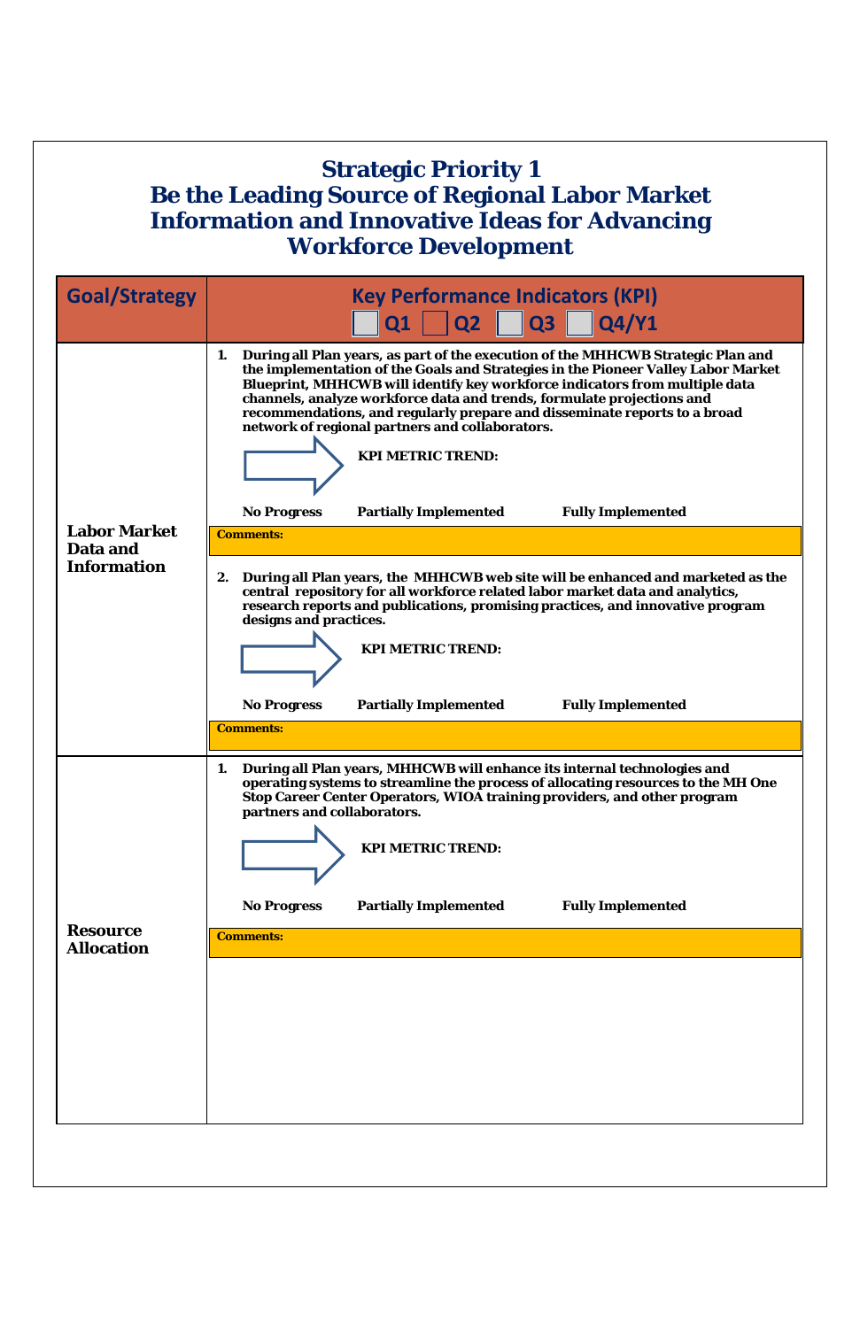# Strategic Priority 1
# Be the Leading Source of Regional Labor Market Information and Innovative Ideas for Advancing Workforce Development

| Goal/Strategy | Key Performance Indicators (KPI) ☐ Q1 ☐ Q2 ☐ Q3 ☐ Q4/Y1 |
|---|---|
| **Labor Market Data and Information** | **1. During all Plan years, as part of the execution of the MHHCWB Strategic Plan and the implementation of the Goals and Strategies in the Pioneer Valley Labor Market Blueprint, MHHCWB will identify key workforce indicators from multiple data channels, analyze workforce data and trends, formulate projections and recommendations, and regularly prepare and disseminate reports to a broad network of regional partners and collaborators.**<br><br>**KPI METRIC TREND:**<br><br>**No Progress** **Partially Implemented** **Fully Implemented**<br><br>**Comments:**<br><br>**2. During all Plan years, the MHHCWB web site will be enhanced and marketed as the central repository for all workforce related labor market data and analytics, research reports and publications, promising practices, and innovative program designs and practices.**<br><br>**KPI METRIC TREND:**<br><br>**No Progress** **Partially Implemented** **Fully Implemented**<br><br>**Comments:** |
| **Resource Allocation** | **1. During all Plan years, MHHCWB will enhance its internal technologies and operating systems to streamline the process of allocating resources to the MH One Stop Career Center Operators, WIOA training providers, and other program partners and collaborators.**<br><br>**KPI METRIC TREND:**<br><br>**No Progress** **Partially Implemented** **Fully Implemented**<br><br>**Comments:** |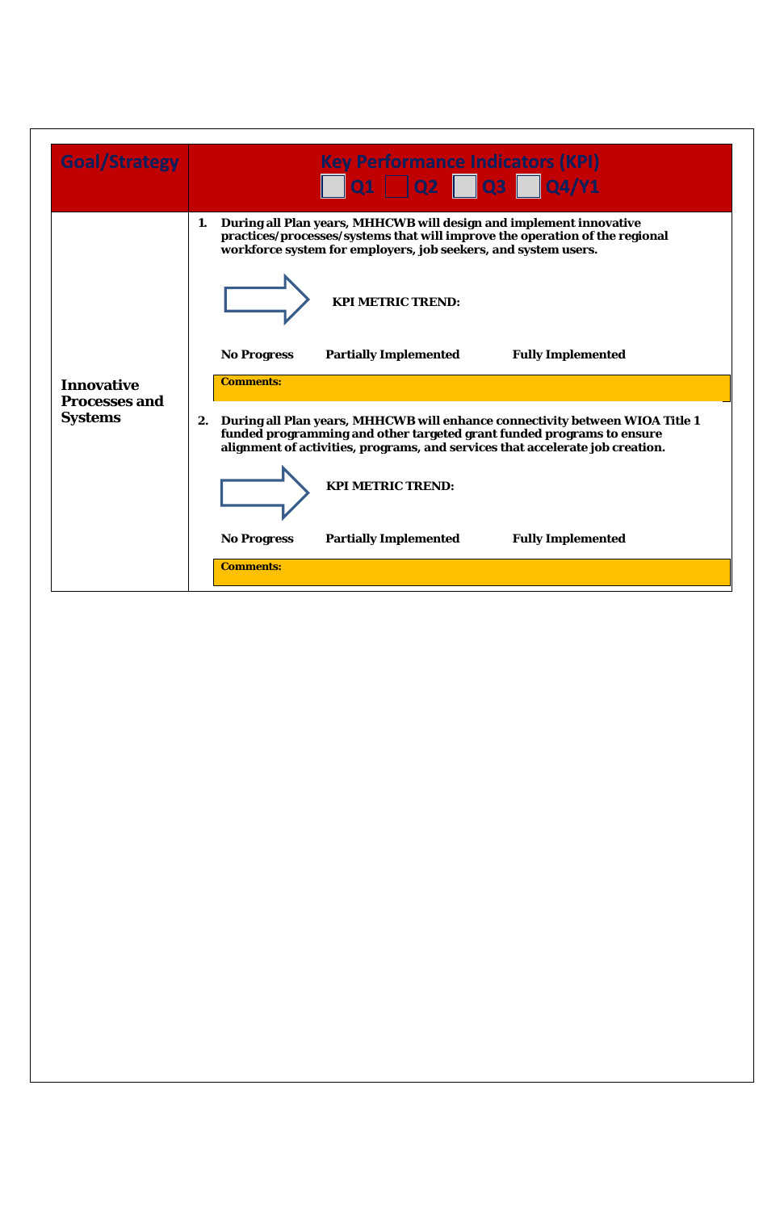| Goal/Strategy | Key Performance Indicators (KPI) ☐ Q1 ☐ Q2 ☐ Q3 ☐ Q4/Y1 |
|---|---|
| **Innovative Processes and Systems** | **1. During all Plan years, MHHCWB will design and implement innovative practices/processes/systems that will improve the operation of the regional workforce system for employers, job seekers, and system users.**<br><br>**KPI METRIC TREND:**<br><br>**No Progress** **Partially Implemented** **Fully Implemented**<br><br>**Comments:**<br><br>**2. During all Plan years, MHHCWB will enhance connectivity between WIOA Title 1 funded programming and other targeted grant funded programs to ensure alignment of activities, programs, and services that accelerate job creation.**<br><br>**KPI METRIC TREND:**<br><br>**No Progress** **Partially Implemented** **Fully Implemented**<br><br>**Comments:** |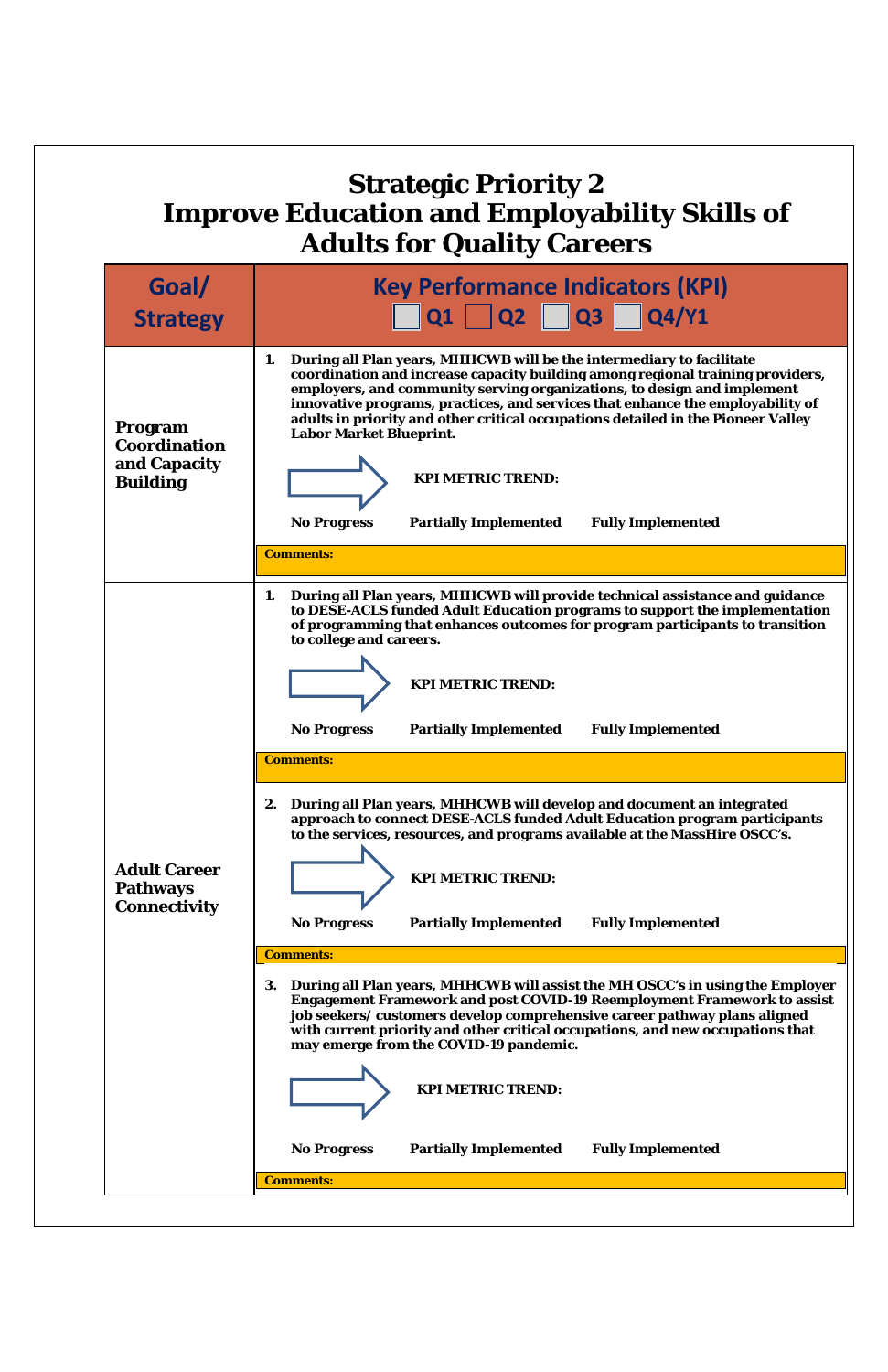# Strategic Priority 2
# Improve Education and Employability Skills of Adults for Quality Careers

| Goal/ Strategy | Key Performance Indicators (KPI) ☐ Q1 ☐ Q2 ☐ Q3 ☐ Q4/Y1 |
|---|---|
| **Program Coordination and Capacity Building** | **1. During all Plan years, MHHCWB will be the intermediary to facilitate coordination and increase capacity building among regional training providers, employers, and community serving organizations, to design and implement innovative programs, practices, and services that enhance the employability of adults in priority and other critical occupations detailed in the Pioneer Valley Labor Market Blueprint.**<br><br>**KPI METRIC TREND:**<br><br>**No Progress    Partially Implemented    Fully Implemented**<br><br>**Comments:** |
| **Adult Career Pathways Connectivity** | **1. During all Plan years, MHHCWB will provide technical assistance and guidance to DESE-ACLS funded Adult Education programs to support the implementation of programming that enhances outcomes for program participants to transition to college and careers.**<br><br>**KPI METRIC TREND:**<br><br>**No Progress    Partially Implemented    Fully Implemented**<br><br>**Comments:**<br><br>**2. During all Plan years, MHHCWB will develop and document an integrated approach to connect DESE-ACLS funded Adult Education program participants to the services, resources, and programs available at the MassHire OSCC's.**<br><br>**KPI METRIC TREND:**<br><br>**No Progress    Partially Implemented    Fully Implemented**<br><br>**Comments:**<br><br>**3. During all Plan years, MHHCWB will assist the MH OSCC's in using the Employer Engagement Framework and post COVID-19 Reemployment Framework to assist job seekers/ customers develop comprehensive career pathway plans aligned with current priority and other critical occupations, and new occupations that may emerge from the COVID-19 pandemic.**<br><br>**KPI METRIC TREND:**<br><br>**No Progress    Partially Implemented    Fully Implemented**<br><br>**Comments:** |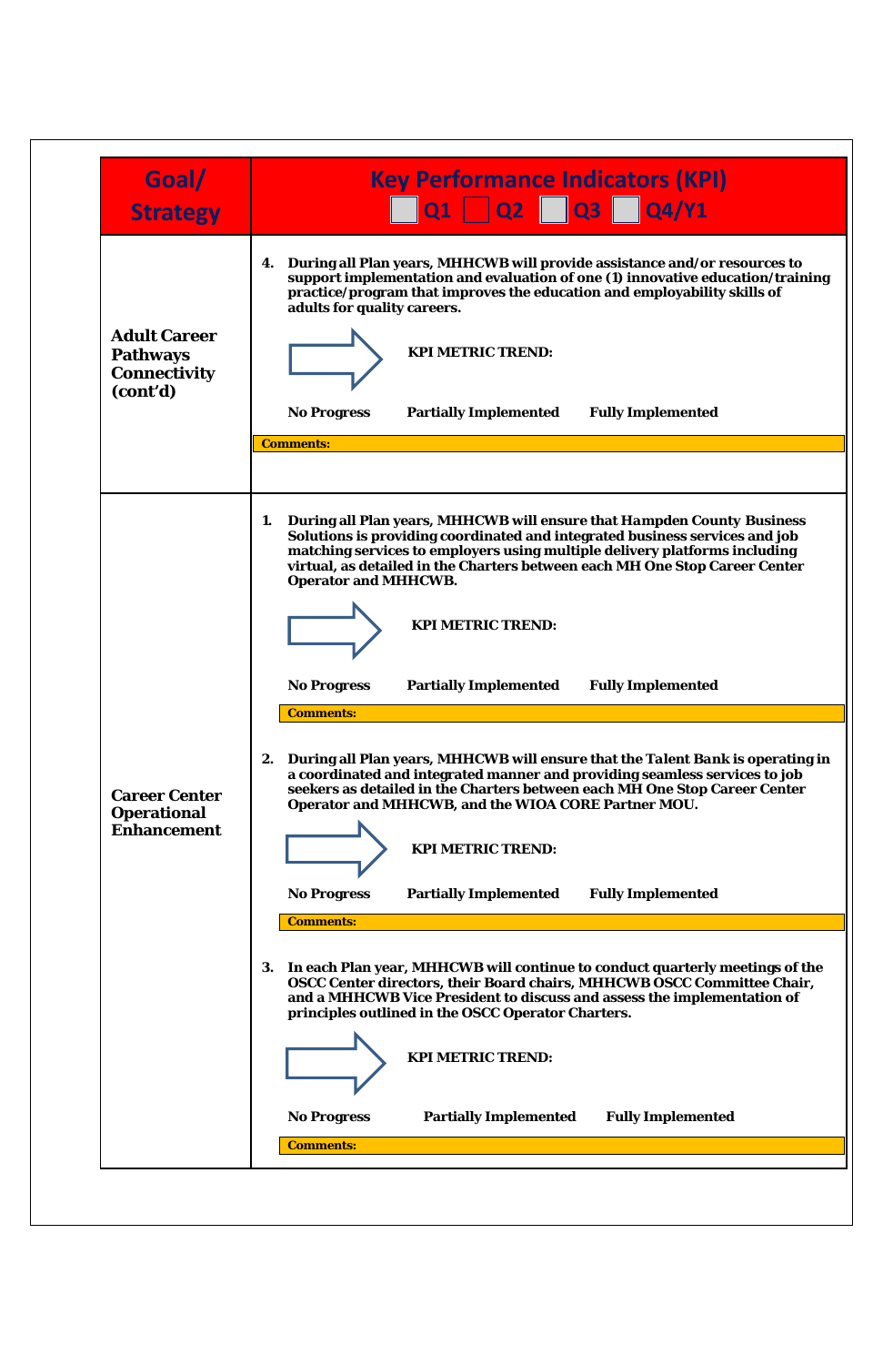| Goal/ Strategy | Key Performance Indicators (KPI) ☐ Q1 ☐ Q2 ☐ Q3 ☐ Q4/Y1 |
| --- | --- |
| **Adult Career Pathways Connectivity (cont'd)** | **4. During all Plan years, MHHCWB will provide assistance and/or resources to support implementation and evaluation of one (1) innovative education/training practice/program that improves the education and employability skills of adults for quality careers.**<br><br>**KPI METRIC TREND:**<br><br>**No Progress    Partially Implemented    Fully Implemented**<br><br>**Comments:** |
| **Career Center Operational Enhancement** | **1. During all Plan years, MHHCWB will ensure that Hampden County Business Solutions is providing coordinated and integrated business services and job matching services to employers using multiple delivery platforms including virtual, as detailed in the Charters between each MH One Stop Career Center Operator and MHHCWB.**<br><br>**KPI METRIC TREND:**<br><br>**No Progress    Partially Implemented    Fully Implemented**<br><br>**Comments:**<br><br>**2. During all Plan years, MHHCWB will ensure that the Talent Bank is operating in a coordinated and integrated manner and providing seamless services to job seekers as detailed in the Charters between each MH One Stop Career Center Operator and MHHCWB, and the WIOA CORE Partner MOU.**<br><br>**KPI METRIC TREND:**<br><br>**No Progress    Partially Implemented    Fully Implemented**<br><br>**Comments:**<br><br>**3. In each Plan year, MHHCWB will continue to conduct quarterly meetings of the OSCC Center directors, their Board chairs, MHHCWB OSCC Committee Chair, and a MHHCWB Vice President to discuss and assess the implementation of principles outlined in the OSCC Operator Charters.**<br><br>**KPI METRIC TREND:**<br><br>**No Progress    Partially Implemented    Fully Implemented**<br><br>**Comments:** |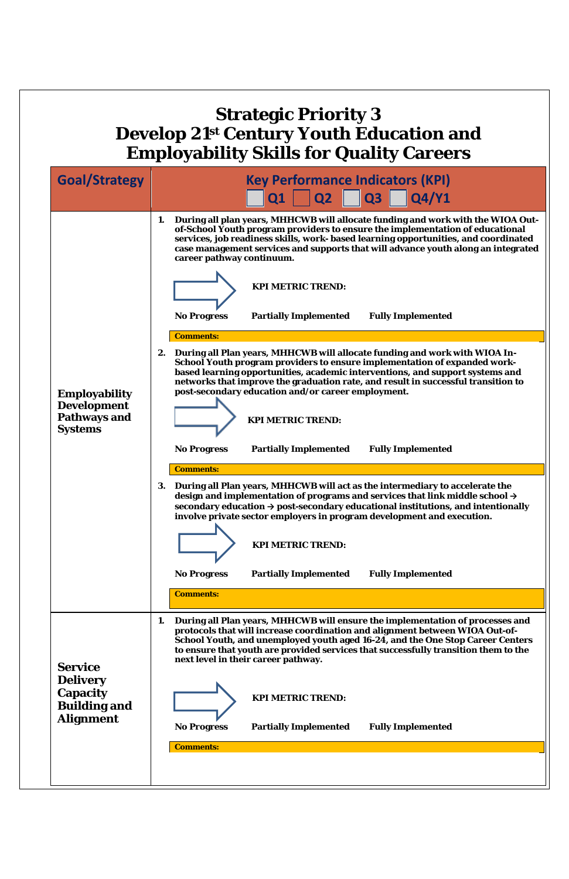# Strategic Priority 3
# Develop 21st Century Youth Education and Employability Skills for Quality Careers

| Goal/Strategy | Key Performance Indicators (KPI) ☐ Q1 ☐ Q2 ☐ Q3 ☐ Q4/Y1 |
|---|---|
| **Employability Development Pathways and Systems** | **1. During all plan years, MHHCWB will allocate funding and work with the WIOA Out-of-School Youth program providers to ensure the implementation of educational services, job readiness skills, work- based learning opportunities, and coordinated case management services and supports that will advance youth along an integrated career pathway continuum.**<br><br>**KPI METRIC TREND:**<br><br>**No Progress** **Partially Implemented** **Fully Implemented**<br><br>**Comments:** |
| | **2. During all Plan years, MHHCWB will allocate funding and work with WIOA In-School Youth program providers to ensure implementation of expanded work-based learning opportunities, academic interventions, and support systems and networks that improve the graduation rate, and result in successful transition to post-secondary education and/or career employment.**<br><br>**KPI METRIC TREND:**<br><br>**No Progress** **Partially Implemented** **Fully Implemented**<br><br>**Comments:** |
| | **3. During all Plan years, MHHCWB will act as the intermediary to accelerate the design and implementation of programs and services that link middle school → secondary education → post-secondary educational institutions, and intentionally involve private sector employers in program development and execution.**<br><br>**KPI METRIC TREND:**<br><br>**No Progress** **Partially Implemented** **Fully Implemented**<br><br>**Comments:** |
| **Service Delivery Capacity Building and Alignment** | **1. During all Plan years, MHHCWB will ensure the implementation of processes and protocols that will increase coordination and alignment between WIOA Out-of-School Youth, and unemployed youth aged 16-24, and the One Stop Career Centers to ensure that youth are provided services that successfully transition them to the next level in their career pathway.**<br><br>**KPI METRIC TREND:**<br><br>**No Progress** **Partially Implemented** **Fully Implemented**<br><br>**Comments:** |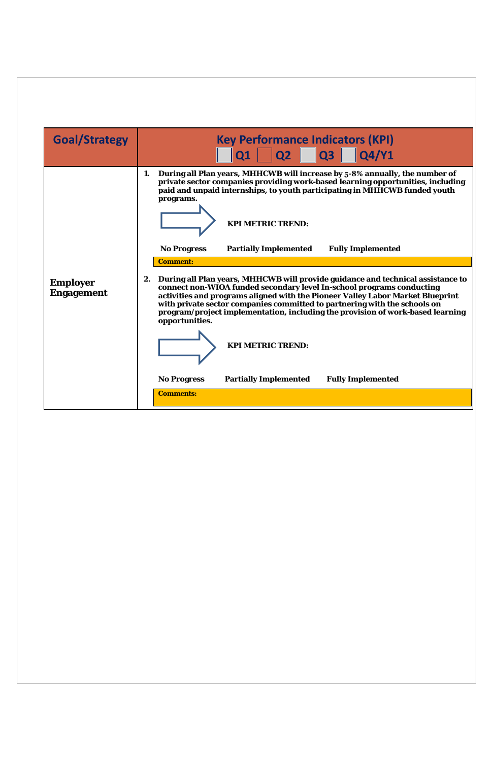| Goal/Strategy | Key Performance Indicators (KPI)<br>Q1 Q2 Q3 Q4/Y1 |
|---|---|
| **Employer Engagement** | **1. During all Plan years, MHHCWB will increase by 5-8% annually, the number of private sector companies providing work-based learning opportunities, including paid and unpaid internships, to youth participating in MHHCWB funded youth programs.**<br><br>**KPI METRIC TREND:**<br><br>**No Progress** **Partially Implemented** **Fully Implemented**<br><br>**Comment:**<br><br>**2. During all Plan years, MHHCWB will provide guidance and technical assistance to connect non-WIOA funded secondary level In-school programs conducting activities and programs aligned with the Pioneer Valley Labor Market Blueprint with private sector companies committed to partnering with the schools on program/project implementation, including the provision of work-based learning opportunities.**<br><br>**KPI METRIC TREND:**<br><br>**No Progress** **Partially Implemented** **Fully Implemented**<br><br>**Comments:** |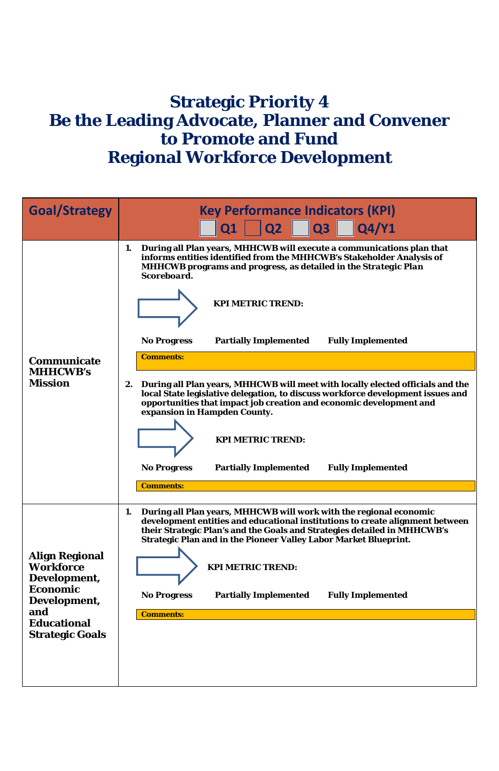# Strategic Priority 4
# Be the Leading Advocate, Planner and Convener to Promote and Fund Regional Workforce Development

| Goal/Strategy | Key Performance Indicators (KPI) ☐ Q1 ☐ Q2 ☐ Q3 ☐ Q4/Y1 |
|---|---|
| **Communicate MHHCWB's Mission** | **1. During all Plan years, MHHCWB will execute a communications plan that informs entities identified from the MHHCWB's Stakeholder Analysis of MHHCWB programs and progress, as detailed in the Strategic Plan Scoreboard.**<br><br>**KPI METRIC TREND:**<br><br>**No Progress Partially Implemented Fully Implemented**<br><br>**Comments:**<br><br>**2. During all Plan years, MHHCWB will meet with locally elected officials and the local State legislative delegation, to discuss workforce development issues and opportunities that impact job creation and economic development and expansion in Hampden County.**<br><br>**KPI METRIC TREND:**<br><br>**No Progress Partially Implemented Fully Implemented**<br><br>**Comments:** |
| **Align Regional Workforce Development, Economic Development, and Educational Strategic Goals** | **1. During all Plan years, MHHCWB will work with the regional economic development entities and educational institutions to create alignment between their Strategic Plan's and the Goals and Strategies detailed in MHHCWB's Strategic Plan and in the Pioneer Valley Labor Market Blueprint.**<br><br>**KPI METRIC TREND:**<br><br>**No Progress Partially Implemented Fully Implemented**<br><br>**Comments:** |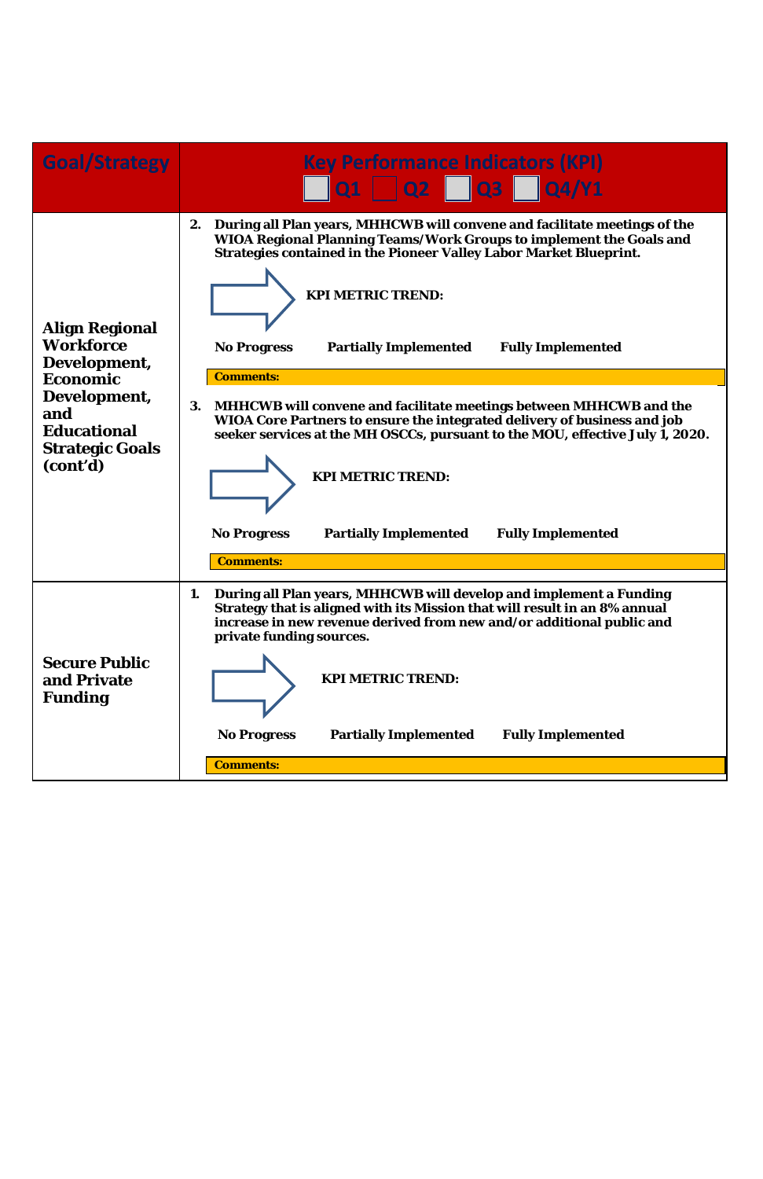| Goal/Strategy | Key Performance Indicators (KPI) ☐ Q1 ☐ Q2 ☐ Q3 ☐ Q4/Y1 |
|---|---|
| **Align Regional Workforce Development, Economic Development, and Educational Strategic Goals (cont'd)** | **2. During all Plan years, MHHCWB will convene and facilitate meetings of the WIOA Regional Planning Teams/Work Groups to implement the Goals and Strategies contained in the Pioneer Valley Labor Market Blueprint.**<br><br>**KPI METRIC TREND:**<br><br>**No Progress** **Partially Implemented** **Fully Implemented**<br><br>**Comments:**<br><br>**3. MHHCWB will convene and facilitate meetings between MHHCWB and the WIOA Core Partners to ensure the integrated delivery of business and job seeker services at the MH OSCCs, pursuant to the MOU, effective July 1, 2020.**<br><br>**KPI METRIC TREND:**<br><br>**No Progress** **Partially Implemented** **Fully Implemented**<br><br>**Comments:** |
| **Secure Public and Private Funding** | **1. During all Plan years, MHHCWB will develop and implement a Funding Strategy that is aligned with its Mission that will result in an 8% annual increase in new revenue derived from new and/or additional public and private funding sources.**<br><br>**KPI METRIC TREND:**<br><br>**No Progress** **Partially Implemented** **Fully Implemented**<br><br>**Comments:** |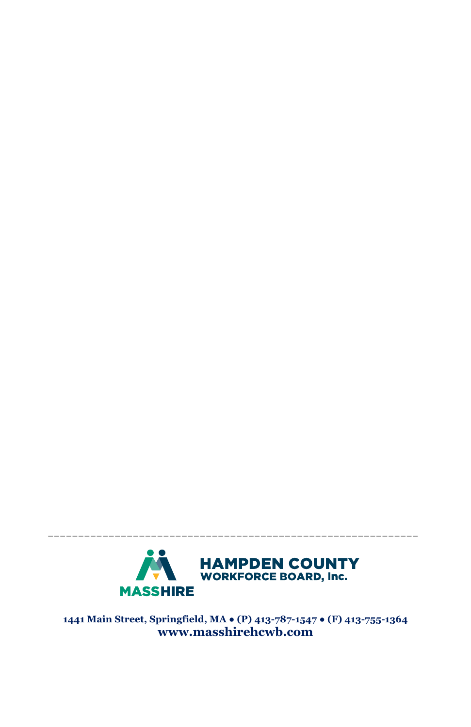---

MASSHIRE

**HAMPDEN COUNTY**
**WORKFORCE BOARD, Inc.**

**1441 Main Street, Springfield, MA • (P) 413-787-1547 • (F) 413-755-1364**
**www.masshirehcwb.com**